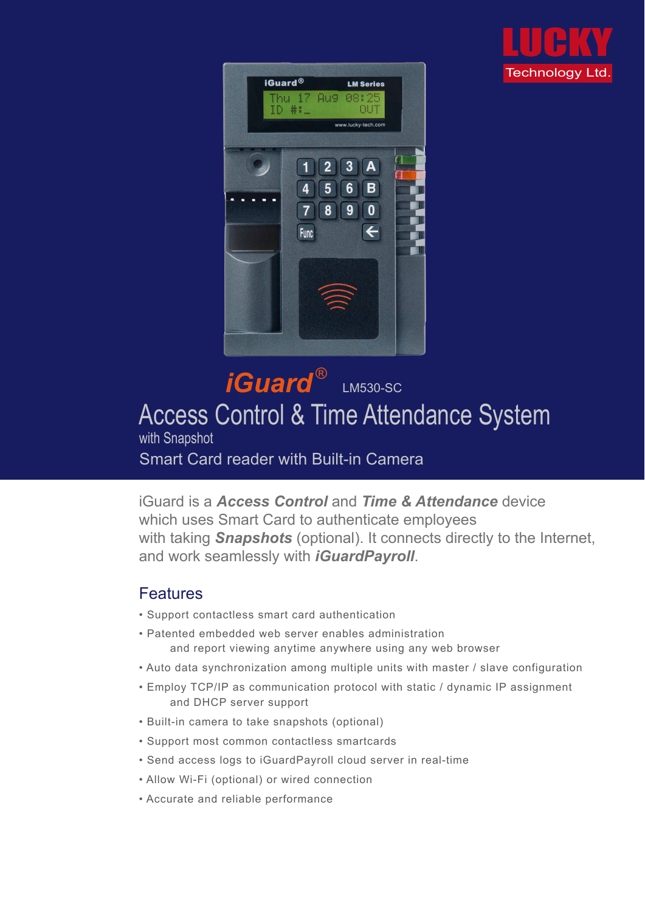LUCKY Technology Ltd.

# iGuard® LM530-SC

# Access Control & Time Attendance System

with Snapshot

Smart Card reader with Built-in Camera

iGuard is a ***Access Control*** and ***Time & Attendance*** device which uses Smart Card to authenticate employees with taking ***Snapshots*** (optional). It connects directly to the Internet, and work seamlessly with ***iGuardPayroll***.

## Features

- Support contactless smart card authentication
- Patented embedded web server enables administration and report viewing anytime anywhere using any web browser
- Auto data synchronization among multiple units with master / slave configuration
- Employ TCP/IP as communication protocol with static / dynamic IP assignment and DHCP server support
- Built-in camera to take snapshots (optional)
- Support most common contactless smartcards
- Send access logs to iGuardPayroll cloud server in real-time
- Allow Wi-Fi (optional) or wired connection
- Accurate and reliable performance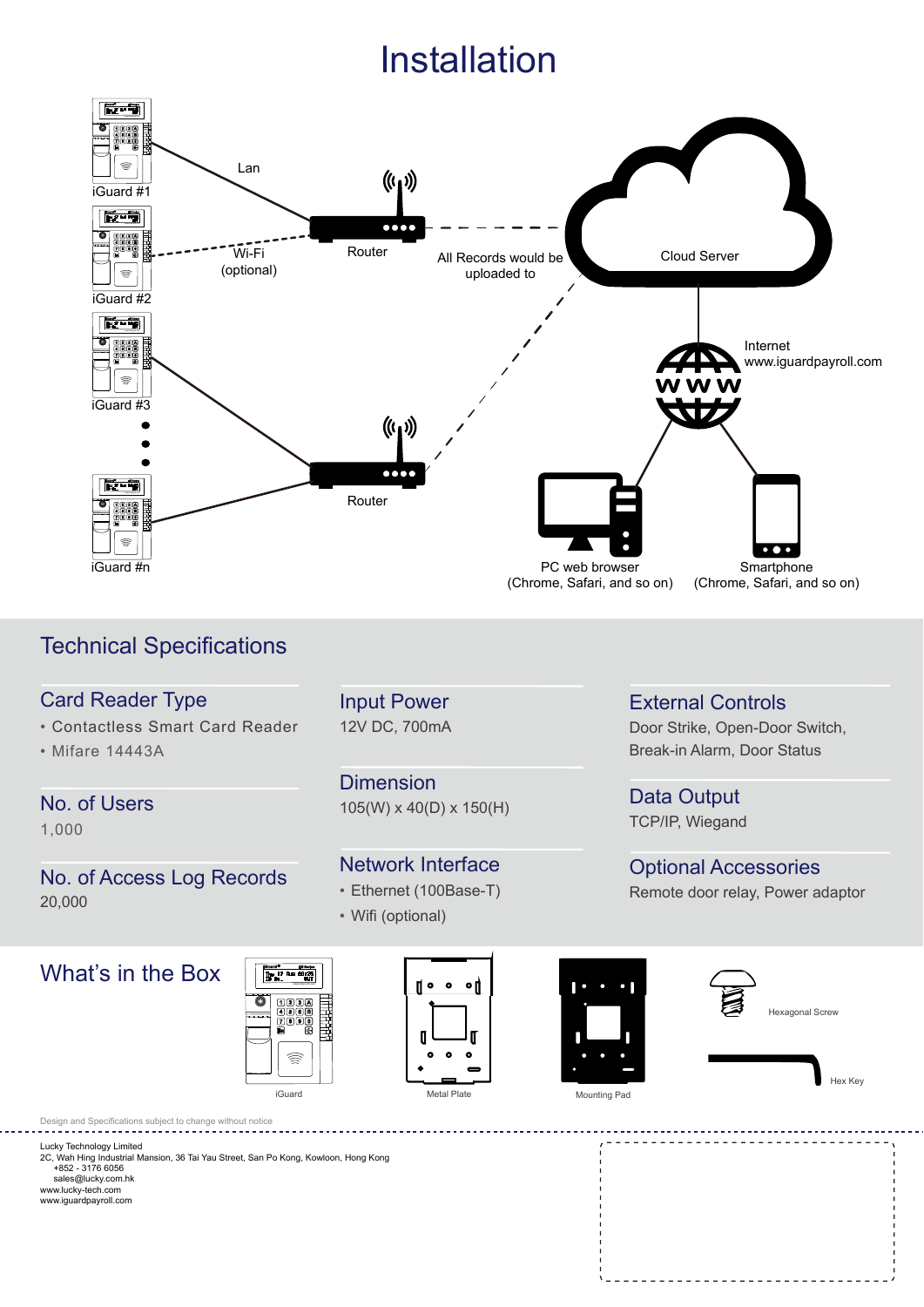# Installation

iGuard #1

Lan

Router

iGuard #2

Wi-Fi
(optional)

All Records would be uploaded to

Cloud Server

iGuard #3

Internet
www.iguardpayroll.com

Router

iGuard #n

PC web browser
(Chrome, Safari, and so on)

Smartphone
(Chrome, Safari, and so on)

## Technical Specifications

### Card Reader Type

- Contactless Smart Card Reader
- Mifare 14443A

### No. of Users

1,000

### No. of Access Log Records

20,000

### Input Power

12V DC, 700mA

### Dimension

105(W) x 40(D) x 150(H)

### Network Interface

- Ethernet (100Base-T)
- Wifi (optional)

### External Controls

Door Strike, Open-Door Switch, Break-in Alarm, Door Status

### Data Output

TCP/IP, Wiegand

### Optional Accessories

Remote door relay, Power adaptor

## What's in the Box

iGuard

Metal Plate

Mounting Pad

Hexagonal Screw

Hex Key

Design and Specifications subject to change without notice

Lucky Technology Limited
2C, Wah Hing Industrial Mansion, 36 Tai Yau Street, San Po Kong, Kowloon, Hong Kong
+852 - 3176 6056
sales@lucky.com.hk
www.lucky-tech.com
www.iguardpayroll.com